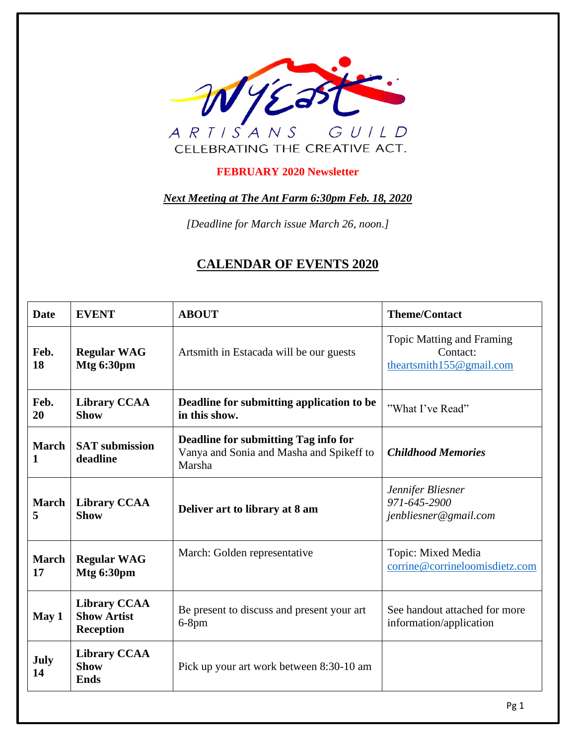WyEast

ARTISANS GUILD

CELEBRATING THE CREATIVE ACT.

**FEBRUARY 2020 Newsletter**

***Next Meeting at The Ant Farm 6:30pm Feb. 18, 2020***

*[Deadline for March issue March 26, noon.]*

## CALENDAR OF EVENTS 2020

| Date | EVENT | ABOUT | Theme/Contact |
|---|---|---|---|
| **Feb. 18** | **Regular WAG Mtg 6:30pm** | Artsmith in Estacada will be our guests | Topic Matting and Framing Contact: theartsmith155@gmail.com |
| **Feb. 20** | **Library CCAA Show** | **Deadline for submitting application to be in this show.** | "What I've Read" |
| **March 1** | **SAT submission deadline** | **Deadline for submitting Tag info for** Vanya and Sonia and Masha and Spikeff to Marsha | ***Childhood Memories*** |
| **March 5** | **Library CCAA Show** | **Deliver art to library at 8 am** | *Jennifer Bliesner 971-645-2900 jenbliesner@gmail.com* |
| **March 17** | **Regular WAG Mtg 6:30pm** | March: Golden representative | Topic: Mixed Media corrine@corrineloomisdietz.com |
| **May 1** | **Library CCAA Show Artist Reception** | Be present to discuss and present your art 6-8pm | See handout attached for more information/application |
| **July 14** | **Library CCAA Show Ends** | Pick up your art work between 8:30-10 am | |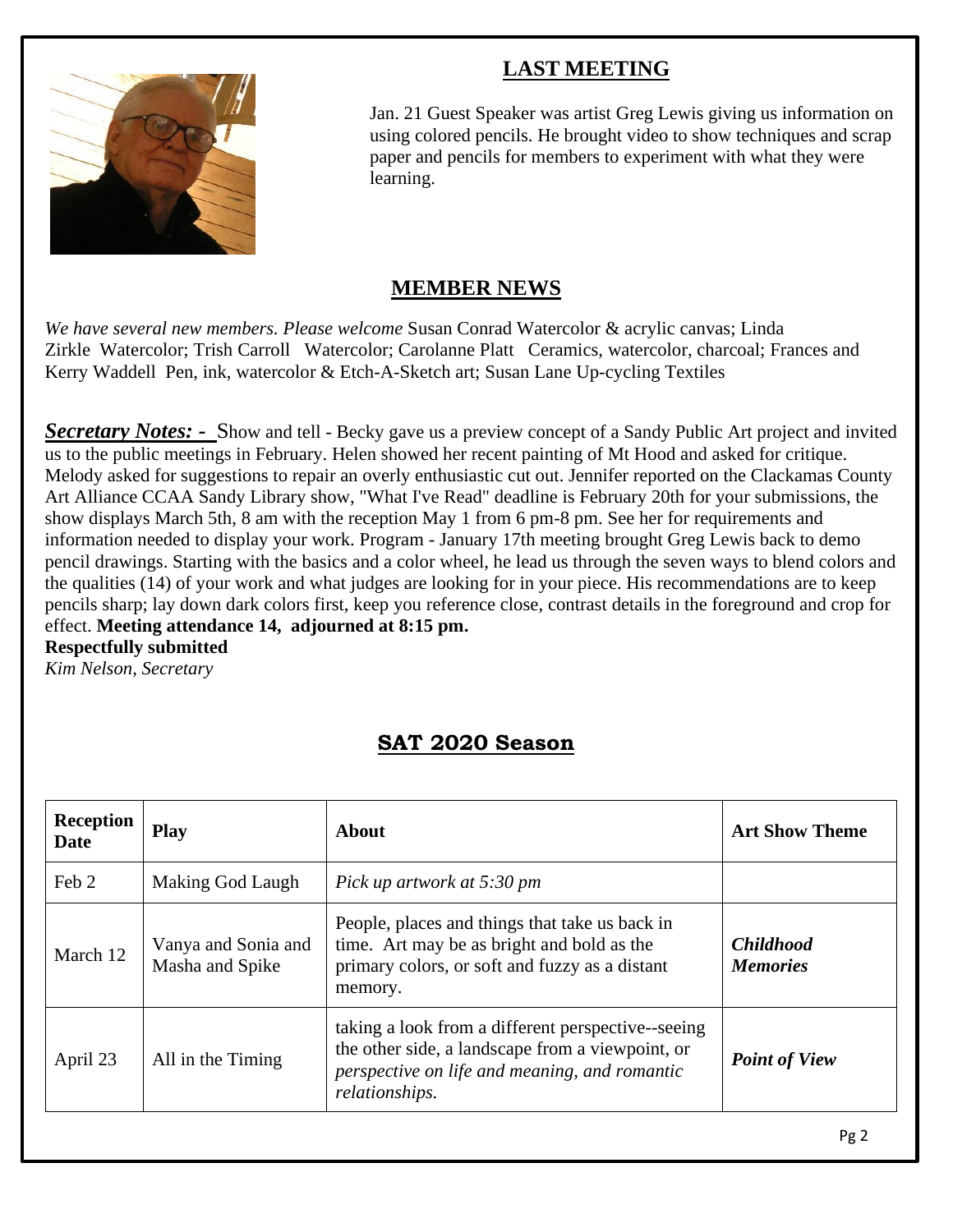## LAST MEETING

Jan. 21 Guest Speaker was artist Greg Lewis giving us information on using colored pencils. He brought video to show techniques and scrap paper and pencils for members to experiment with what they were learning.

## MEMBER NEWS

*We have several new members. Please welcome* Susan Conrad Watercolor & acrylic canvas; Linda Zirkle Watercolor; Trish Carroll Watercolor; Carolanne Platt Ceramics, watercolor, charcoal; Frances and Kerry Waddell Pen, ink, watercolor & Etch-A-Sketch art; Susan Lane Up-cycling Textiles

***Secretary Notes: -*** Show and tell - Becky gave us a preview concept of a Sandy Public Art project and invited us to the public meetings in February. Helen showed her recent painting of Mt Hood and asked for critique. Melody asked for suggestions to repair an overly enthusiastic cut out. Jennifer reported on the Clackamas County Art Alliance CCAA Sandy Library show, "What I've Read" deadline is February 20th for your submissions, the show displays March 5th, 8 am with the reception May 1 from 6 pm-8 pm. See her for requirements and information needed to display your work. Program - January 17th meeting brought Greg Lewis back to demo pencil drawings. Starting with the basics and a color wheel, he lead us through the seven ways to blend colors and the qualities (14) of your work and what judges are looking for in your piece. His recommendations are to keep pencils sharp; lay down dark colors first, keep you reference close, contrast details in the foreground and crop for effect. **Meeting attendance 14, adjourned at 8:15 pm.**

**Respectfully submitted**

*Kim Nelson, Secretary*

## SAT 2020 Season

| Reception Date | Play | About | Art Show Theme |
|---|---|---|---|
| Feb 2 | Making God Laugh | *Pick up artwork at 5:30 pm* | |
| March 12 | Vanya and Sonia and Masha and Spike | People, places and things that take us back in time. Art may be as bright and bold as the primary colors, or soft and fuzzy as a distant memory. | ***Childhood Memories*** |
| April 23 | All in the Timing | taking a look from a different perspective--seeing the other side, a landscape from a viewpoint, or *perspective on life and meaning, and romantic relationships.* | ***Point of View*** |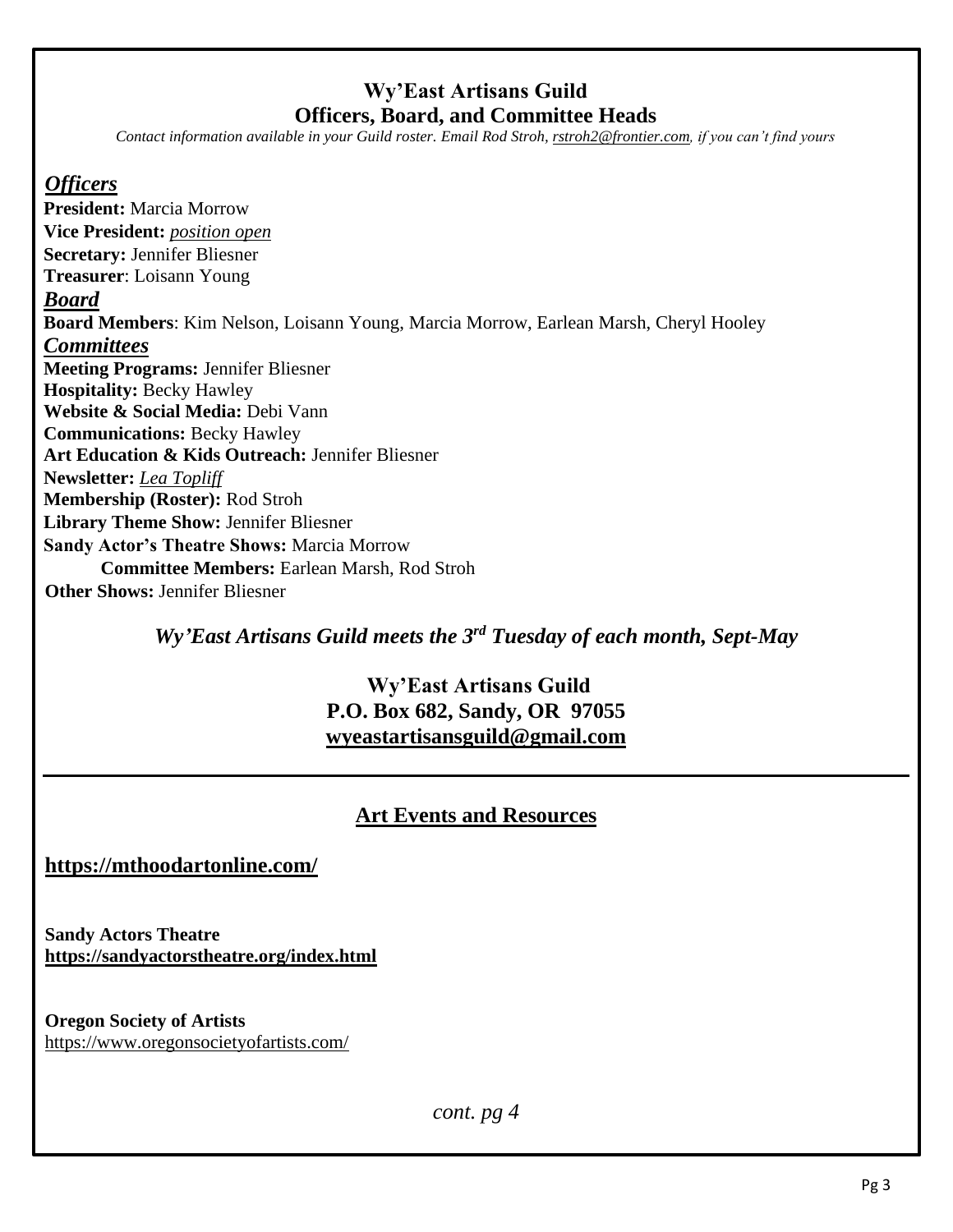## Wy'East Artisans Guild
## Officers, Board, and Committee Heads

*Contact information available in your Guild roster. Email Rod Stroh, rstroh2@frontier.com, if you can't find yours*

### *Officers*

**President:** Marcia Morrow
**Vice President:** *position open*
**Secretary:** Jennifer Bliesner
**Treasurer**: Loisann Young

### *Board*

**Board Members**: Kim Nelson, Loisann Young, Marcia Morrow, Earlean Marsh, Cheryl Hooley

### *Committees*

**Meeting Programs:** Jennifer Bliesner
**Hospitality:** Becky Hawley
**Website & Social Media:** Debi Vann
**Communications:** Becky Hawley
**Art Education & Kids Outreach:** Jennifer Bliesner
**Newsletter:** *Lea Topliff*
**Membership (Roster):** Rod Stroh
**Library Theme Show:** Jennifer Bliesner
**Sandy Actor's Theatre Shows:** Marcia Morrow
  **Committee Members:** Earlean Marsh, Rod Stroh
**Other Shows:** Jennifer Bliesner

***Wy'East Artisans Guild meets the 3rd Tuesday of each month, Sept-May***

**Wy'East Artisans Guild**
**P.O. Box 682, Sandy, OR 97055**
**wyeastartisansguild@gmail.com**

---

## Art Events and Resources

**https://mthoodartonline.com/**

**Sandy Actors Theatre**
**https://sandyactorstheatre.org/index.html**

**Oregon Society of Artists**
https://www.oregonsocietyofartists.com/

*cont. pg 4*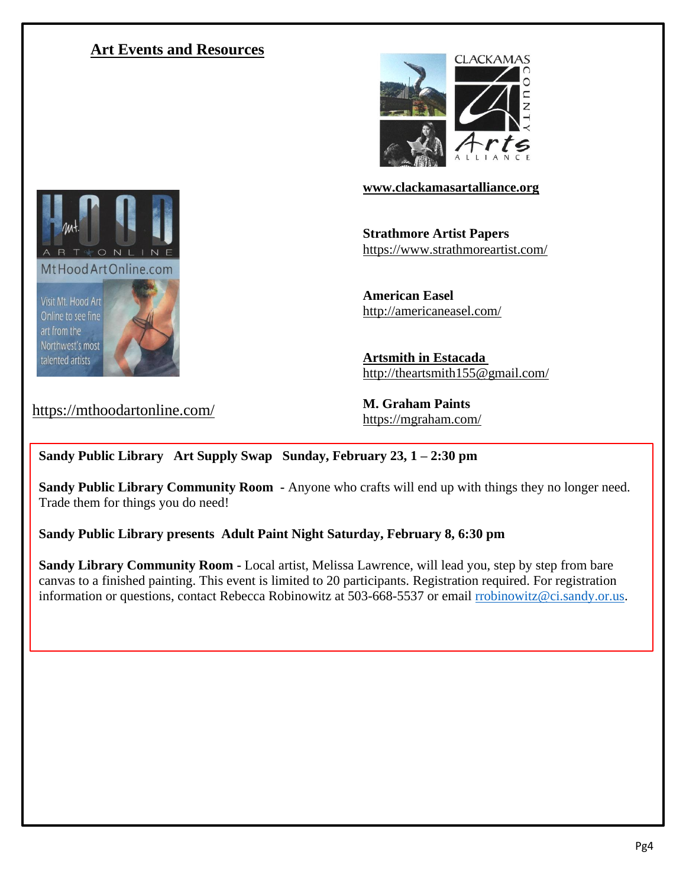## Art Events and Resources

https://mthoodartonline.com/

**www.clackamasartalliance.org**

**Strathmore Artist Papers**
https://www.strathmoreartist.com/

**American Easel**
http://americaneasel.com/

**Artsmith in Estacada**
http://theartsmith155@gmail.com/

**M. Graham Paints**
https://mgraham.com/

**Sandy Public Library Art Supply Swap Sunday, February 23, 1 – 2:30 pm**

**Sandy Public Library Community Room** - Anyone who crafts will end up with things they no longer need. Trade them for things you do need!

**Sandy Public Library presents Adult Paint Night Saturday, February 8, 6:30 pm**

**Sandy Library Community Room** - Local artist, Melissa Lawrence, will lead you, step by step from bare canvas to a finished painting. This event is limited to 20 participants. Registration required. For registration information or questions, contact Rebecca Robinowitz at 503-668-5537 or email rrobinowitz@ci.sandy.or.us.